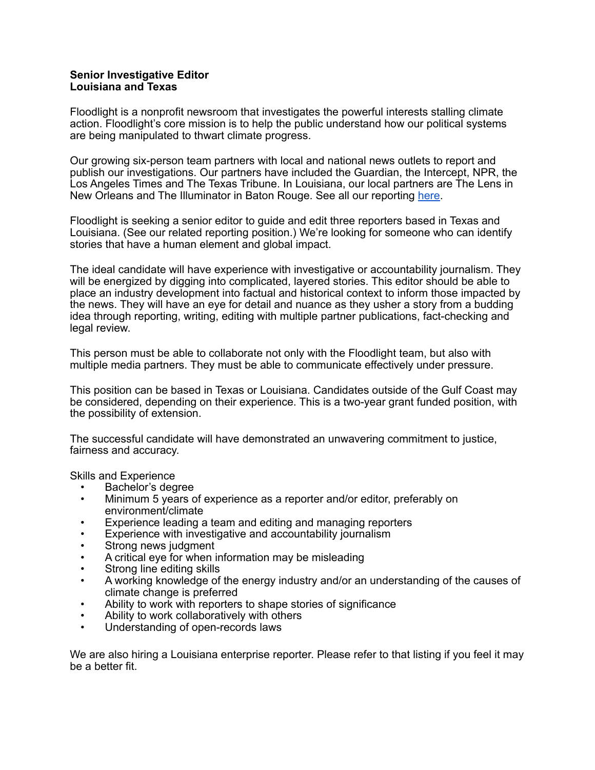**Senior Investigative Editor**
**Louisiana and Texas**

Floodlight is a nonprofit newsroom that investigates the powerful interests stalling climate action. Floodlight's core mission is to help the public understand how our political systems are being manipulated to thwart climate progress.

Our growing six-person team partners with local and national news outlets to report and publish our investigations. Our partners have included the Guardian, the Intercept, NPR, the Los Angeles Times and The Texas Tribune. In Louisiana, our local partners are The Lens in New Orleans and The Illuminator in Baton Rouge. See all our reporting here.

Floodlight is seeking a senior editor to guide and edit three reporters based in Texas and Louisiana. (See our related reporting position.) We're looking for someone who can identify stories that have a human element and global impact.

The ideal candidate will have experience with investigative or accountability journalism. They will be energized by digging into complicated, layered stories. This editor should be able to place an industry development into factual and historical context to inform those impacted by the news. They will have an eye for detail and nuance as they usher a story from a budding idea through reporting, writing, editing with multiple partner publications, fact-checking and legal review.

This person must be able to collaborate not only with the Floodlight team, but also with multiple media partners. They must be able to communicate effectively under pressure.

This position can be based in Texas or Louisiana. Candidates outside of the Gulf Coast may be considered, depending on their experience. This is a two-year grant funded position, with the possibility of extension.

The successful candidate will have demonstrated an unwavering commitment to justice, fairness and accuracy.

Skills and Experience

- Bachelor's degree
- Minimum 5 years of experience as a reporter and/or editor, preferably on environment/climate
- Experience leading a team and editing and managing reporters
- Experience with investigative and accountability journalism
- Strong news judgment
- A critical eye for when information may be misleading
- Strong line editing skills
- A working knowledge of the energy industry and/or an understanding of the causes of climate change is preferred
- Ability to work with reporters to shape stories of significance
- Ability to work collaboratively with others
- Understanding of open-records laws

We are also hiring a Louisiana enterprise reporter. Please refer to that listing if you feel it may be a better fit.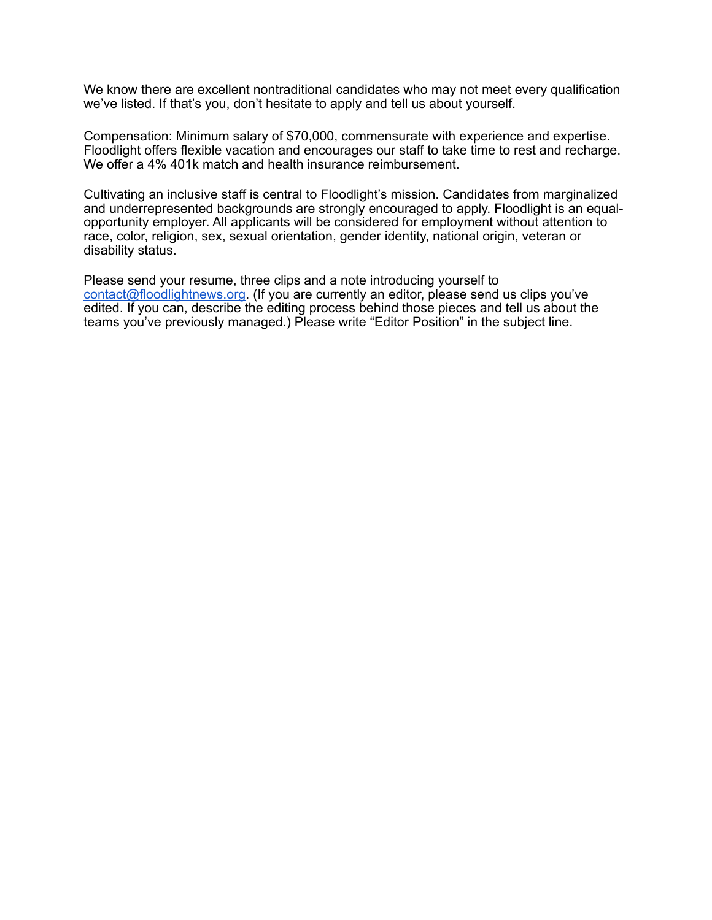We know there are excellent nontraditional candidates who may not meet every qualification we've listed. If that's you, don't hesitate to apply and tell us about yourself.

Compensation: Minimum salary of $70,000, commensurate with experience and expertise. Floodlight offers flexible vacation and encourages our staff to take time to rest and recharge. We offer a 4% 401k match and health insurance reimbursement.

Cultivating an inclusive staff is central to Floodlight's mission. Candidates from marginalized and underrepresented backgrounds are strongly encouraged to apply. Floodlight is an equal-opportunity employer. All applicants will be considered for employment without attention to race, color, religion, sex, sexual orientation, gender identity, national origin, veteran or disability status.

Please send your resume, three clips and a note introducing yourself to [contact@floodlightnews.org](mailto:contact@floodlightnews.org). (If you are currently an editor, please send us clips you've edited. If you can, describe the editing process behind those pieces and tell us about the teams you've previously managed.) Please write "Editor Position" in the subject line.